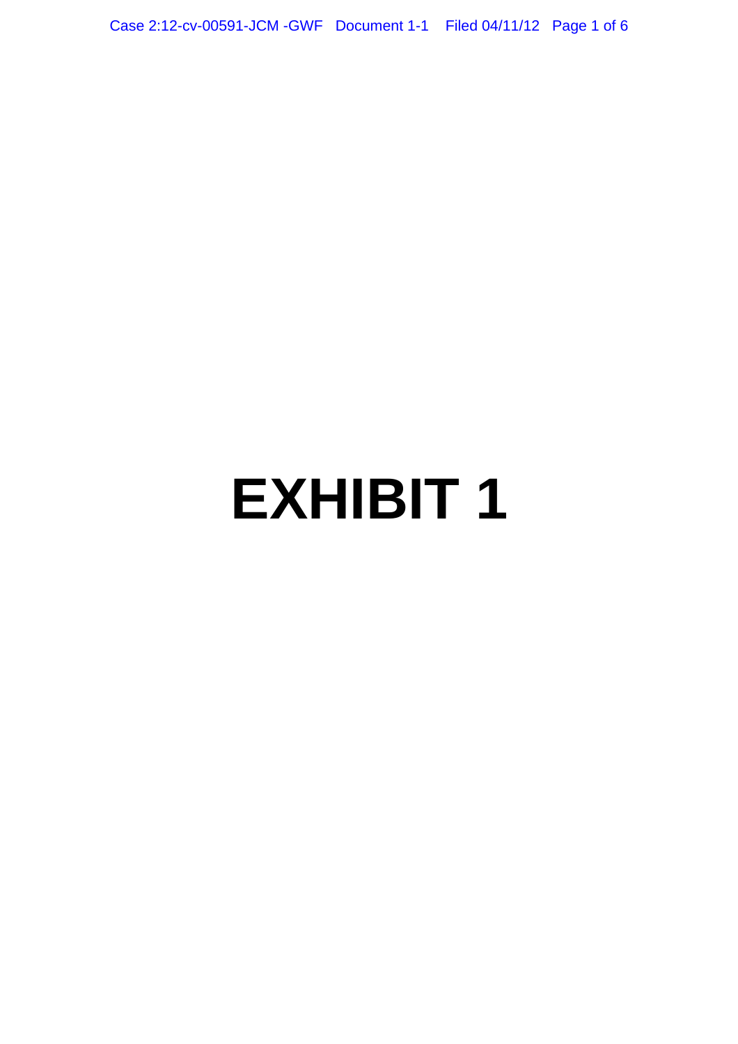# EXHIBIT 1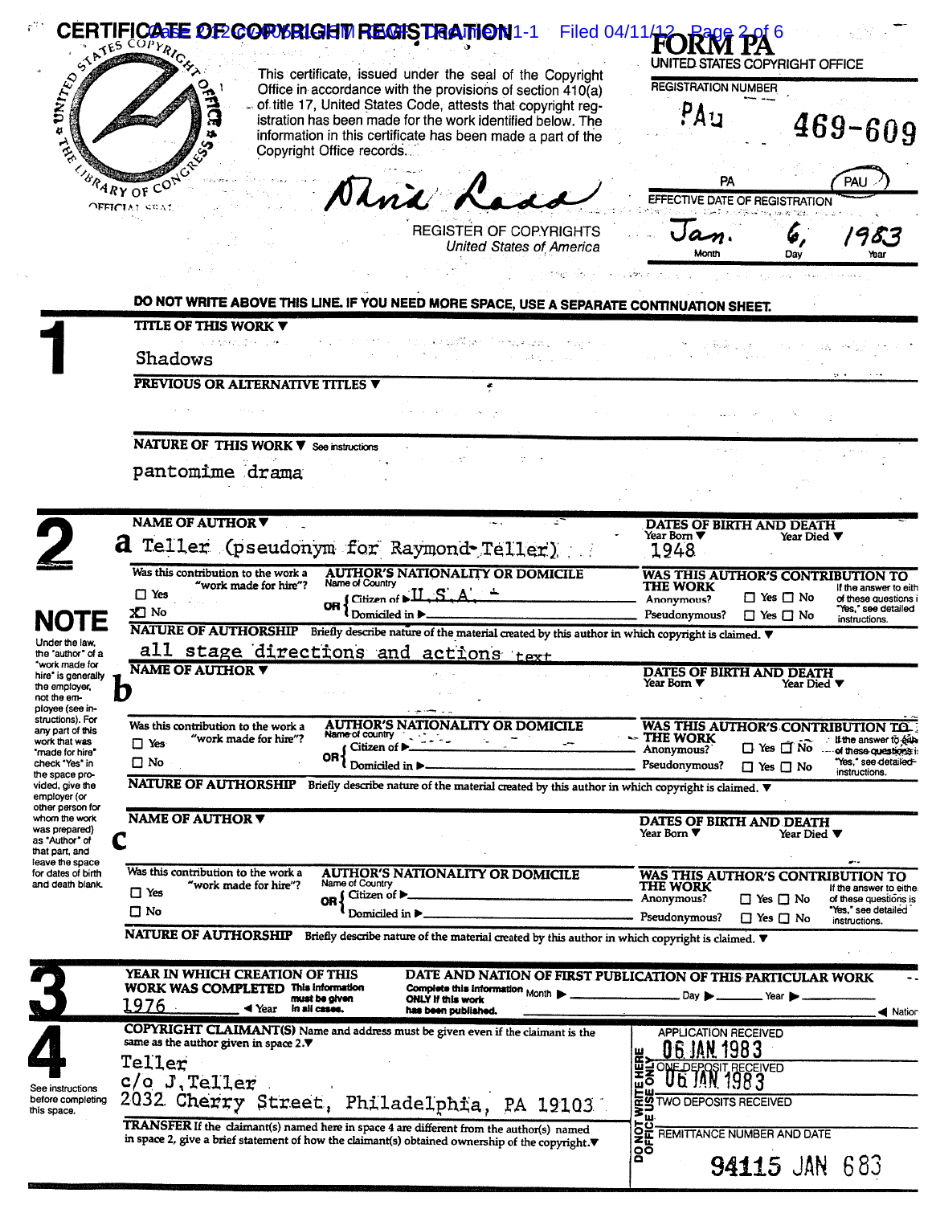# CERTIFICATE OF COPYRIGHT REGISTRATION

**FORM PA**
UNITED STATES COPYRIGHT OFFICE

REGISTRATION NUMBER

PAu 469-609

PA PAU

EFFECTIVE DATE OF REGISTRATION

Jan. 6, 1983
Month Day Year

UNITED STATES COPYRIGHT OFFICE
THE LIBRARY OF CONGRESS
OFFICIAL SEAL

This certificate, issued under the seal of the Copyright Office in accordance with the provisions of section 410(a) of title 17, United States Code, attests that copyright registration has been made for the work identified below. The information in this certificate has been made a part of the Copyright Office records.

REGISTER OF COPYRIGHTS
*United States of America*

**DO NOT WRITE ABOVE THIS LINE. IF YOU NEED MORE SPACE, USE A SEPARATE CONTINUATION SHEET.**

## 1

**TITLE OF THIS WORK ▼**

Shadows

**PREVIOUS OR ALTERNATIVE TITLES ▼**

**NATURE OF THIS WORK ▼** See instructions

pantomime drama

## 2

**NAME OF AUTHOR ▼**

**a** Teller (pseudonym for Raymond Teller)

**DATES OF BIRTH AND DEATH**
Year Born ▼ 1948 Year Died ▼

Was this contribution to the work a "work made for hire"?
☐ Yes
☒ No

**AUTHOR'S NATIONALITY OR DOMICILE**
Name of Country
OR { Citizen of ▶ U.S.A.
Domiciled in ▶

**WAS THIS AUTHOR'S CONTRIBUTION TO THE WORK**
Anonymous? ☐ Yes ☐ No
Pseudonymous? ☐ Yes ☐ No
If the answer to either of these questions is "Yes," see detailed instructions.

**NATURE OF AUTHORSHIP** Briefly describe nature of the material created by this author in which copyright is claimed. ▼

all stage directions and actions text

**NAME OF AUTHOR ▼**

**b**

**DATES OF BIRTH AND DEATH**
Year Born ▼ Year Died ▼

Was this contribution to the work a "work made for hire"?
☐ Yes
☐ No

**AUTHOR'S NATIONALITY OR DOMICILE**
Name of country
OR { Citizen of ▶
Domiciled in ▶

**WAS THIS AUTHOR'S CONTRIBUTION TO THE WORK**
Anonymous? ☐ Yes ☐ No
Pseudonymous? ☐ Yes ☐ No
If the answer to either of these questions is "Yes," see detailed instructions.

**NATURE OF AUTHORSHIP** Briefly describe nature of the material created by this author in which copyright is claimed. ▼

**NAME OF AUTHOR ▼**

**c**

**DATES OF BIRTH AND DEATH**
Year Born ▼ Year Died ▼

Was this contribution to the work a "work made for hire"?
☐ Yes
☐ No

**AUTHOR'S NATIONALITY OR DOMICILE**
Name of Country
OR { Citizen of ▶
Domiciled in ▶

**WAS THIS AUTHOR'S CONTRIBUTION TO THE WORK**
Anonymous? ☐ Yes ☐ No
Pseudonymous? ☐ Yes ☐ No
If the answer to either of these questions is "Yes," see detailed instructions.

**NATURE OF AUTHORSHIP** Briefly describe nature of the material created by this author in which copyright is claimed. ▼

**NOTE**

Under the law, the "author" of a "work made for hire" is generally the employer, not the employee (see instructions). For any part of this work that was "made for hire" check "Yes" in the space provided, give the employer (or other person for whom the work was prepared) as "Author" of that part, and leave the space for dates of birth and death blank.

## 3

**YEAR IN WHICH CREATION OF THIS WORK WAS COMPLETED** This information must be given in all cases.
1976 ◀ Year

**DATE AND NATION OF FIRST PUBLICATION OF THIS PARTICULAR WORK**
Complete this information ONLY if this work has been published.
Month ▶ Day ▶ Year ▶
◀ Nation

## 4

See instructions before completing this space.

**COPYRIGHT CLAIMANT(S)** Name and address must be given even if the claimant is the same as the author given in space 2.▼

Teller
c/o J.Teller
2032 Cherry Street, Philadelphia, PA 19103

**TRANSFER** If the claimant(s) named here in space 4 are different from the author(s) named in space 2, give a brief statement of how the claimant(s) obtained ownership of the copyright.▼

DO NOT WRITE HERE — OFFICE USE ONLY

APPLICATION RECEIVED
06 JAN 1983

ONE DEPOSIT RECEIVED
06 JAN 1983

TWO DEPOSITS RECEIVED

REMITTANCE NUMBER AND DATE
94115 JAN 683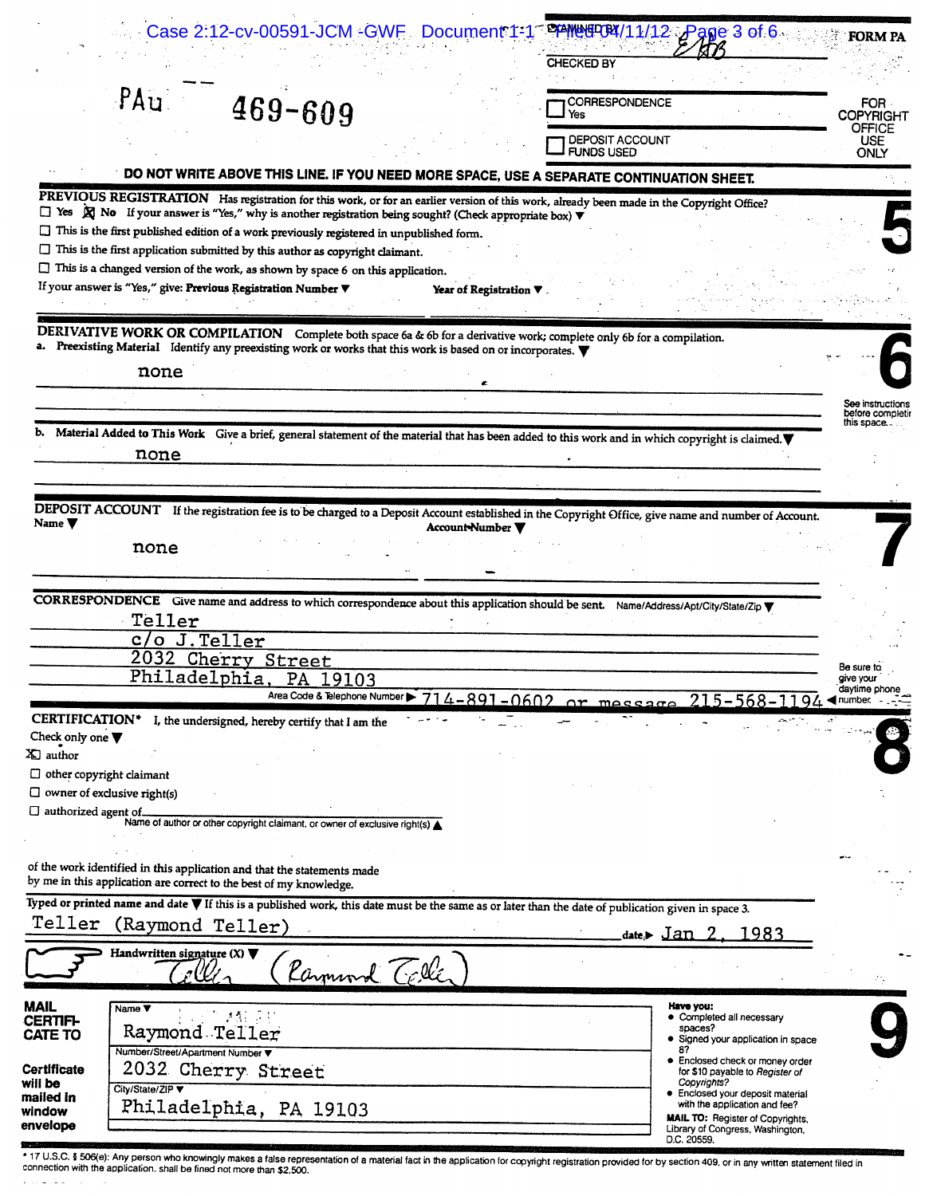EXAMINED BY EHB

CHECKED BY

PAu 469-609

FORM PA

- [ ] CORRESPONDENCE Yes
- [ ] DEPOSIT ACCOUNT FUNDS USED

FOR COPYRIGHT OFFICE USE ONLY

**DO NOT WRITE ABOVE THIS LINE. IF YOU NEED MORE SPACE, USE A SEPARATE CONTINUATION SHEET.**

## 5

**PREVIOUS REGISTRATION** Has registration for this work, or for an earlier version of this work, already been made in the Copyright Office?

- [ ] Yes [x] No If your answer is "Yes," why is another registration being sought? (Check appropriate box) ▼
- [ ] This is the first published edition of a work previously registered in unpublished form.
- [ ] This is the first application submitted by this author as copyright claimant.
- [ ] This is a changed version of the work, as shown by space 6 on this application.

If your answer is "Yes," give: **Previous Registration Number** ▼ **Year of Registration** ▼

## 6

**DERIVATIVE WORK OR COMPILATION** Complete both space 6a & 6b for a derivative work; complete only 6b for a compilation.

a. **Preexisting Material** Identify any preexisting work or works that this work is based on or incorporates. ▼

none

See instructions before completing this space.

b. **Material Added to This Work** Give a brief, general statement of the material that has been added to this work and in which copyright is claimed. ▼

none

## 7

**DEPOSIT ACCOUNT** If the registration fee is to be charged to a Deposit Account established in the Copyright Office, give name and number of Account.

Name ▼ Account Number ▼

none

**CORRESPONDENCE** Give name and address to which correspondence about this application should be sent. Name/Address/Apt/City/State/Zip ▼

Teller
c/o J.Teller
2032 Cherry Street
Philadelphia, PA 19103

Area Code & Telephone Number ▶ 714-891-0602 or message 215-568-1194

Be sure to give your daytime phone number.

## 8

**CERTIFICATION*** I, the undersigned, hereby certify that I am the

Check only one ▼

- [x] author
- [ ] other copyright claimant
- [ ] owner of exclusive right(s)
- [ ] authorized agent of ______
  Name of author or other copyright claimant, or owner of exclusive right(s) ▲

of the work identified in this application and that the statements made by me in this application are correct to the best of my knowledge.

**Typed or printed name and date** ▼ If this is a published work, this date must be the same as or later than the date of publication given in space 3.

Teller (Raymond Teller) date ▶ Jan 2, 1983

**Handwritten signature (X)** ▼ Teller (Raymond Teller)

## 9

**MAIL CERTIFICATE TO**

Certificate will be mailed in window envelope

Name ▼
Raymond Teller

Number/Street/Apartment Number ▼
2032 Cherry Street

City/State/ZIP ▼
Philadelphia, PA 19103

**Have you:**

- Completed all necessary spaces?
- Signed your application in space 8?
- Enclosed check or money order for $10 payable to *Register of Copyrights*?
- Enclosed your deposit material with the application and fee?

**MAIL TO:** Register of Copyrights, Library of Congress, Washington, D.C. 20559.

* 17 U.S.C. § 506(e): Any person who knowingly makes a false representation of a material fact in the application for copyright registration provided for by section 409, or in any written statement filed in connection with the application, shall be fined not more than $2,500.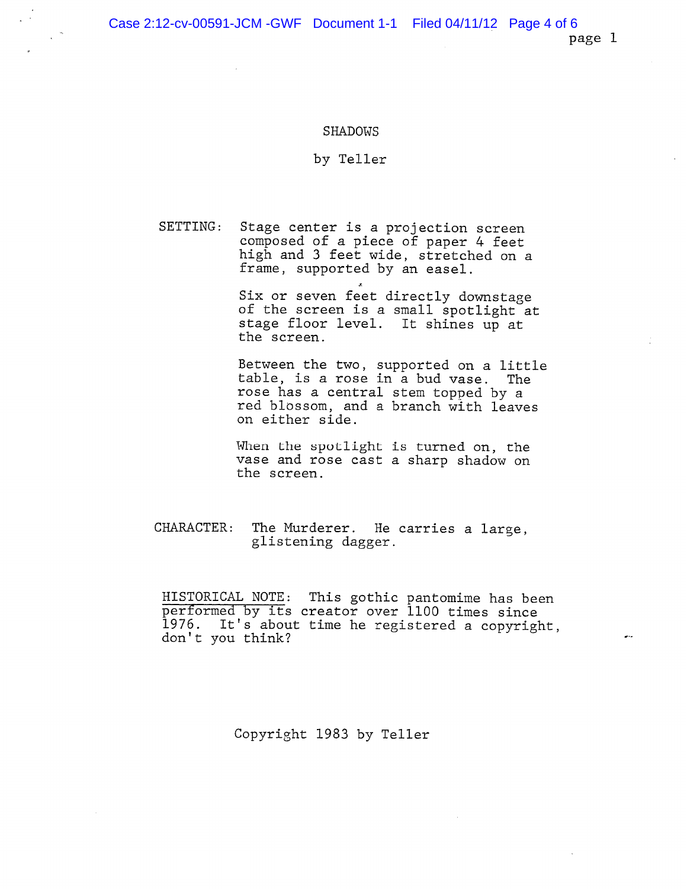# SHADOWS

by Teller

**SETTING:** Stage center is a projection screen composed of a piece of paper 4 feet high and 3 feet wide, stretched on a frame, supported by an easel.

Six or seven feet directly downstage of the screen is a small spotlight at stage floor level. It shines up at the screen.

Between the two, supported on a little table, is a rose in a bud vase. The rose has a central stem topped by a red blossom, and a branch with leaves on either side.

When the spotlight is turned on, the vase and rose cast a sharp shadow on the screen.

**CHARACTER:** The Murderer. He carries a large, glistening dagger.

<u>HISTORICAL NOTE</u>: This gothic pantomime has been performed by its creator over 1100 times since 1976. It's about time he registered a copyright, don't you think?

Copyright 1983 by Teller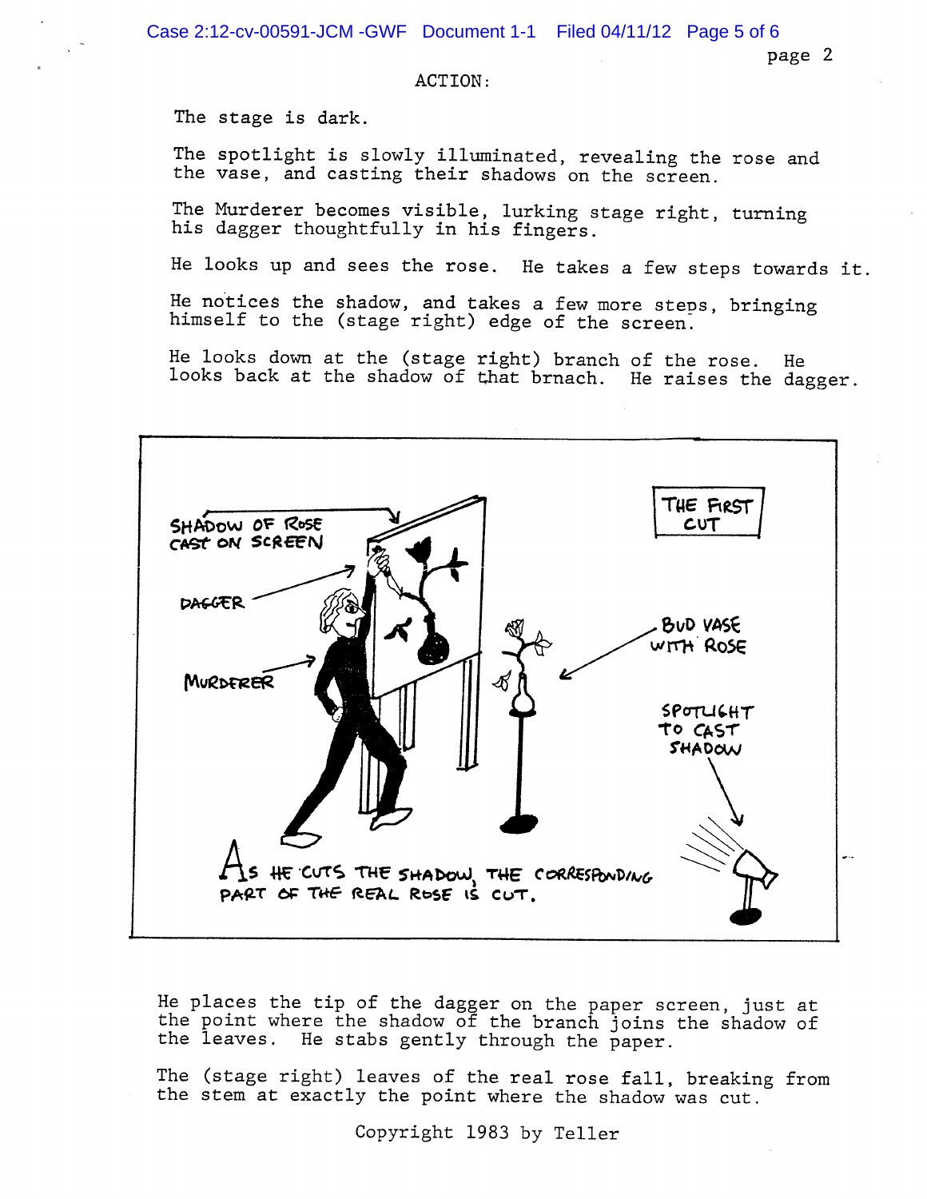ACTION:

The stage is dark.

The spotlight is slowly illuminated, revealing the rose and the vase, and casting their shadows on the screen.

The Murderer becomes visible, lurking stage right, turning his dagger thoughtfully in his fingers.

He looks up and sees the rose. He takes a few steps towards it.

He notices the shadow, and takes a few more steps, bringing himself to the (stage right) edge of the screen.

He looks down at the (stage right) branch of the rose. He looks back at the shadow of that brnach. He raises the dagger.

SHADOW OF ROSE CAST ON SCREEN

DAGGER

MURDERER

THE FIRST CUT

BUD VASE WITH ROSE

SPOTLIGHT TO CAST SHADOW

AS HE CUTS THE SHADOW, THE CORRESPONDING PART OF THE REAL ROSE IS CUT.

He places the tip of the dagger on the paper screen, just at the point where the shadow of the branch joins the shadow of the leaves. He stabs gently through the paper.

The (stage right) leaves of the real rose fall, breaking from the stem at exactly the point where the shadow was cut.

Copyright 1983 by Teller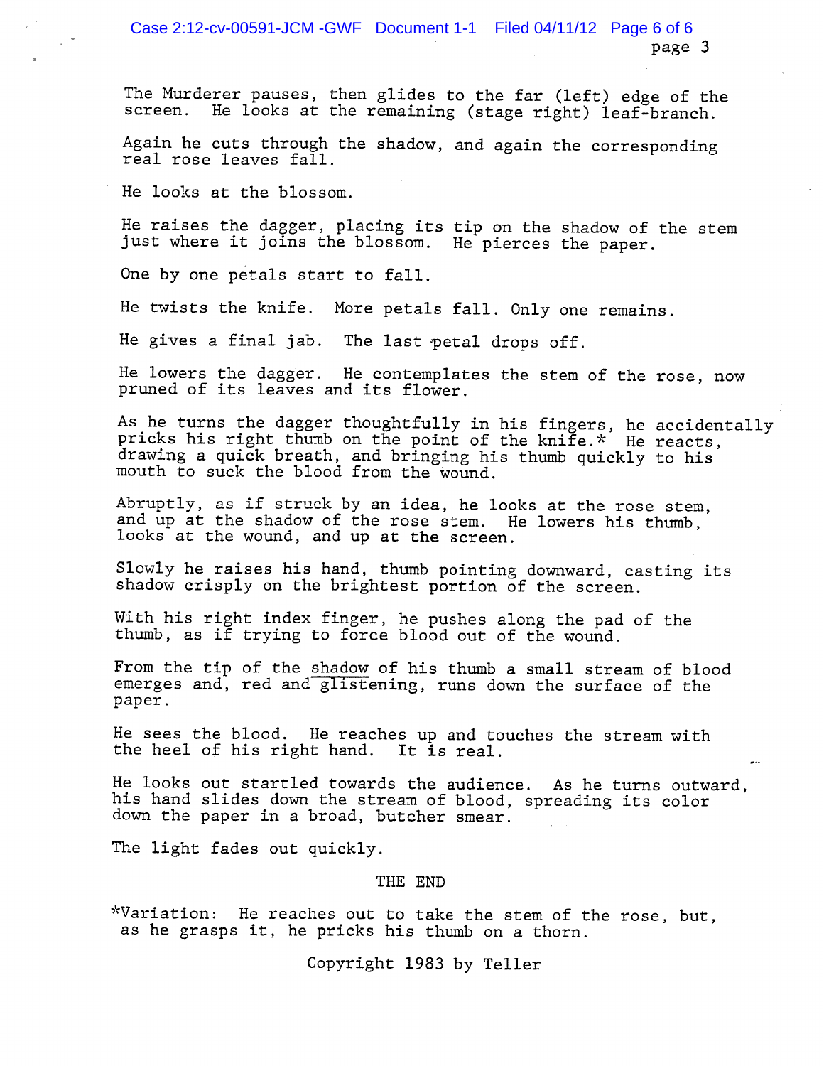The Murderer pauses, then glides to the far (left) edge of the screen. He looks at the remaining (stage right) leaf-branch.

Again he cuts through the shadow, and again the corresponding real rose leaves fall.

He looks at the blossom.

He raises the dagger, placing its tip on the shadow of the stem just where it joins the blossom. He pierces the paper.

One by one petals start to fall.

He twists the knife. More petals fall. Only one remains.

He gives a final jab. The last petal drops off.

He lowers the dagger. He contemplates the stem of the rose, now pruned of its leaves and its flower.

As he turns the dagger thoughtfully in his fingers, he accidentally pricks his right thumb on the point of the knife.* He reacts, drawing a quick breath, and bringing his thumb quickly to his mouth to suck the blood from the wound.

Abruptly, as if struck by an idea, he looks at the rose stem, and up at the shadow of the rose stem. He lowers his thumb, looks at the wound, and up at the screen.

Slowly he raises his hand, thumb pointing downward, casting its shadow crisply on the brightest portion of the screen.

With his right index finger, he pushes along the pad of the thumb, as if trying to force blood out of the wound.

From the tip of the <u>shadow</u> of his thumb a small stream of blood emerges and, red and glistening, runs down the surface of the paper.

He sees the blood. He reaches up and touches the stream with the heel of his right hand. It is real.

He looks out startled towards the audience. As he turns outward, his hand slides down the stream of blood, spreading its color down the paper in a broad, butcher smear.

The light fades out quickly.

THE END

*Variation: He reaches out to take the stem of the rose, but, as he grasps it, he pricks his thumb on a thorn.

Copyright 1983 by Teller